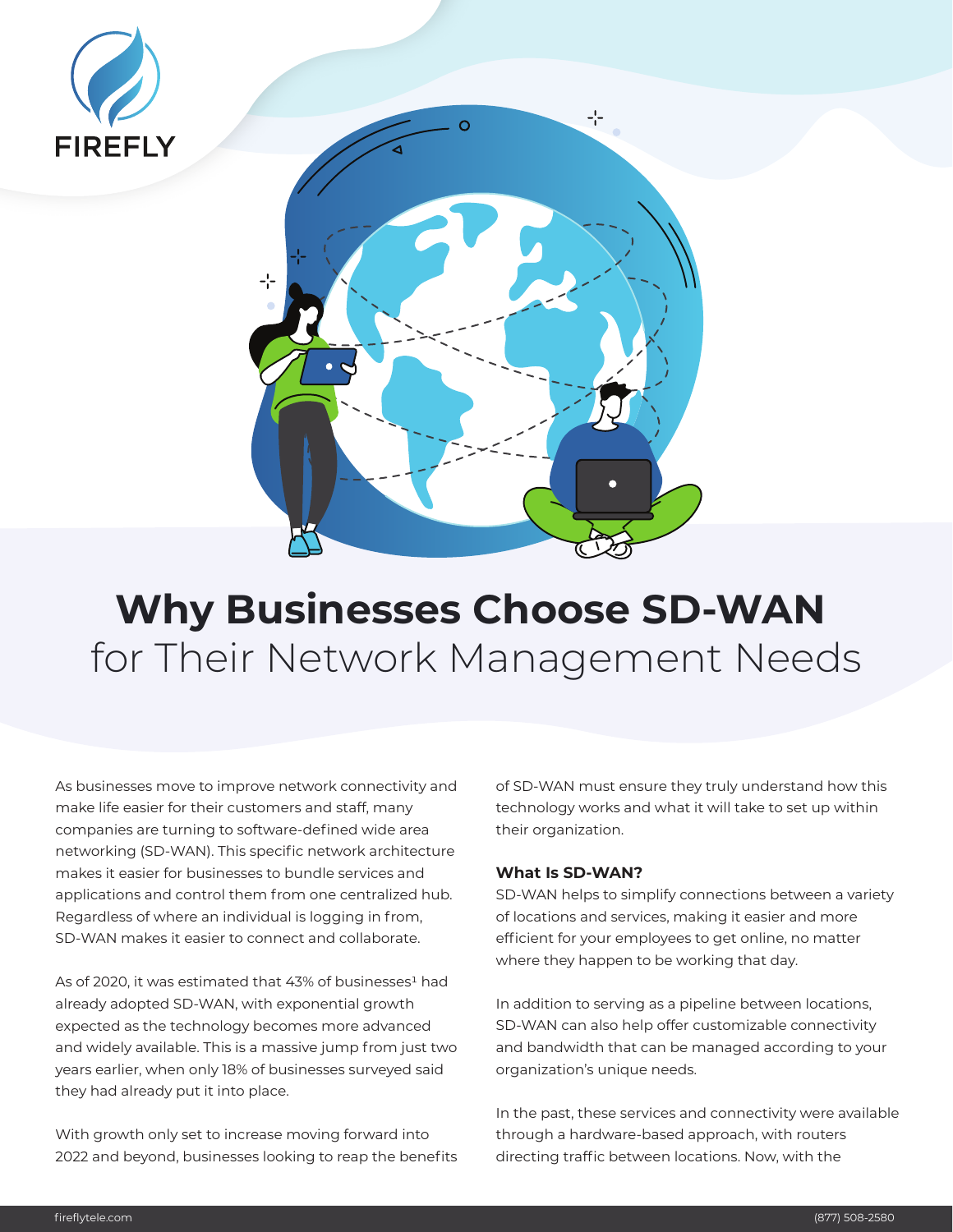# Why Businesses Choose SD-WAN for Their Network Management Needs

As businesses move to improve network connectivity and make life easier for their customers and staff, many companies are turning to software-defined wide area networking (SD-WAN). This specific network architecture makes it easier for businesses to bundle services and applications and control them from one centralized hub. Regardless of where an individual is logging in from, SD-WAN makes it easier to connect and collaborate.

As of 2020, it was estimated that 43% of businesses[1] had already adopted SD-WAN, with exponential growth expected as the technology becomes more advanced and widely available. This is a massive jump from just two years earlier, when only 18% of businesses surveyed said they had already put it into place.

With growth only set to increase moving forward into 2022 and beyond, businesses looking to reap the benefits of SD-WAN must ensure they truly understand how this technology works and what it will take to set up within their organization.

### What Is SD-WAN?

SD-WAN helps to simplify connections between a variety of locations and services, making it easier and more efficient for your employees to get online, no matter where they happen to be working that day.

In addition to serving as a pipeline between locations, SD-WAN can also help offer customizable connectivity and bandwidth that can be managed according to your organization's unique needs.

In the past, these services and connectivity were available through a hardware-based approach, with routers directing traffic between locations. Now, with the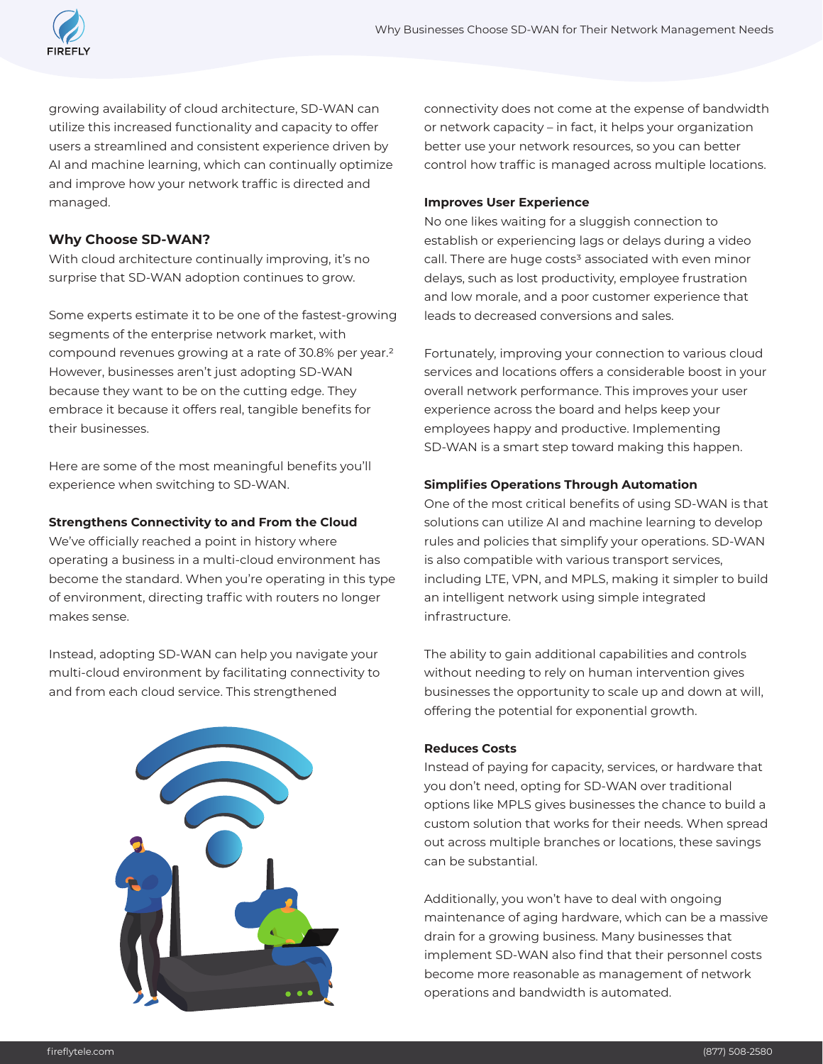growing availability of cloud architecture, SD-WAN can utilize this increased functionality and capacity to offer users a streamlined and consistent experience driven by AI and machine learning, which can continually optimize and improve how your network traffic is directed and managed.

## Why Choose SD-WAN?

With cloud architecture continually improving, it's no surprise that SD-WAN adoption continues to grow.

Some experts estimate it to be one of the fastest-growing segments of the enterprise network market, with compound revenues growing at a rate of 30.8% per year.[2] However, businesses aren't just adopting SD-WAN because they want to be on the cutting edge. They embrace it because it offers real, tangible benefits for their businesses.

Here are some of the most meaningful benefits you'll experience when switching to SD-WAN.

### Strengthens Connectivity to and From the Cloud

We've officially reached a point in history where operating a business in a multi-cloud environment has become the standard. When you're operating in this type of environment, directing traffic with routers no longer makes sense.

Instead, adopting SD-WAN can help you navigate your multi-cloud environment by facilitating connectivity to and from each cloud service. This strengthened connectivity does not come at the expense of bandwidth or network capacity – in fact, it helps your organization better use your network resources, so you can better control how traffic is managed across multiple locations.

### Improves User Experience

No one likes waiting for a sluggish connection to establish or experiencing lags or delays during a video call. There are huge costs[3] associated with even minor delays, such as lost productivity, employee frustration and low morale, and a poor customer experience that leads to decreased conversions and sales.

Fortunately, improving your connection to various cloud services and locations offers a considerable boost in your overall network performance. This improves your user experience across the board and helps keep your employees happy and productive. Implementing SD-WAN is a smart step toward making this happen.

### Simplifies Operations Through Automation

One of the most critical benefits of using SD-WAN is that solutions can utilize AI and machine learning to develop rules and policies that simplify your operations. SD-WAN is also compatible with various transport services, including LTE, VPN, and MPLS, making it simpler to build an intelligent network using simple integrated infrastructure.

The ability to gain additional capabilities and controls without needing to rely on human intervention gives businesses the opportunity to scale up and down at will, offering the potential for exponential growth.

### Reduces Costs

Instead of paying for capacity, services, or hardware that you don't need, opting for SD-WAN over traditional options like MPLS gives businesses the chance to build a custom solution that works for their needs. When spread out across multiple branches or locations, these savings can be substantial.

Additionally, you won't have to deal with ongoing maintenance of aging hardware, which can be a massive drain for a growing business. Many businesses that implement SD-WAN also find that their personnel costs become more reasonable as management of network operations and bandwidth is automated.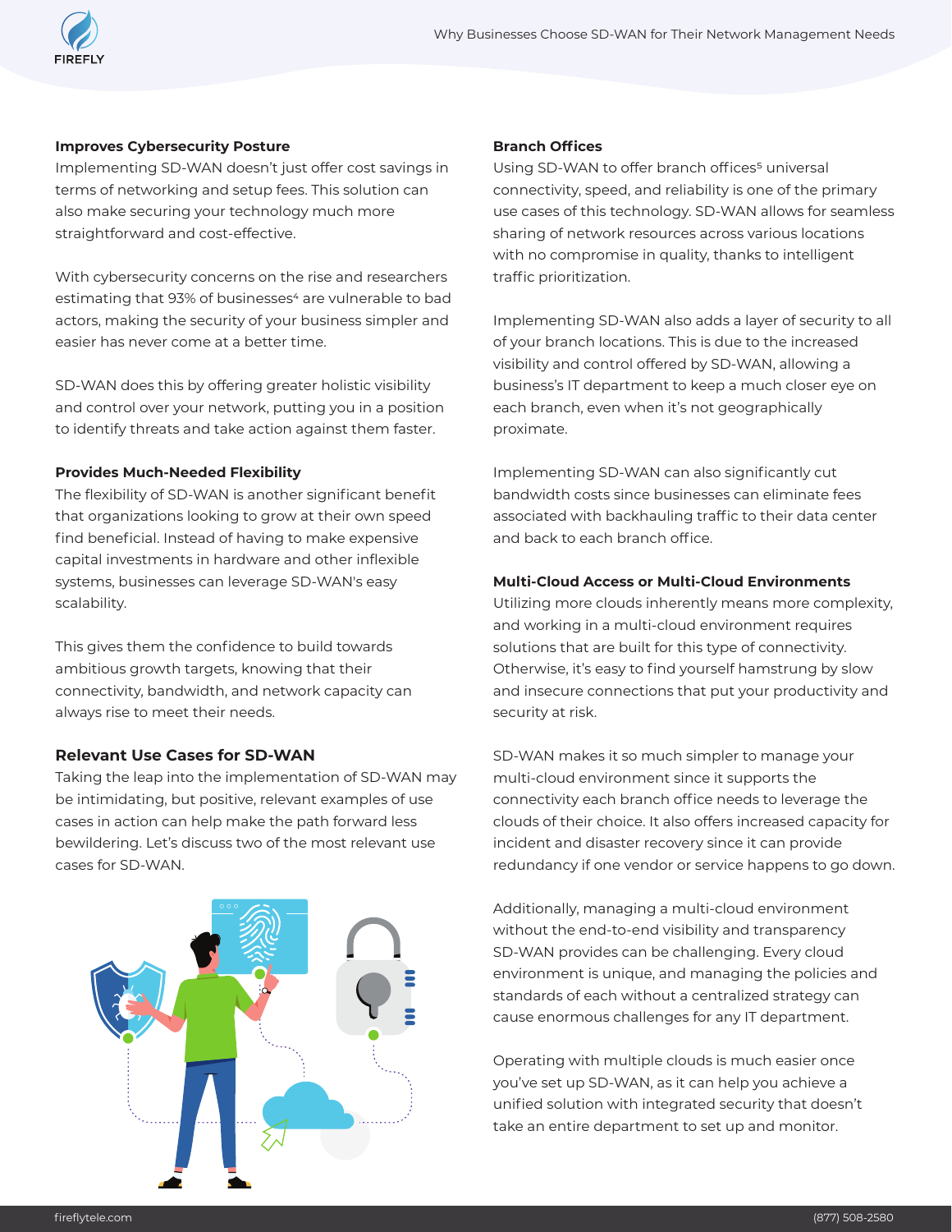### Improves Cybersecurity Posture

Implementing SD-WAN doesn't just offer cost savings in terms of networking and setup fees. This solution can also make securing your technology much more straightforward and cost-effective.

With cybersecurity concerns on the rise and researchers estimating that 93% of businesses[4] are vulnerable to bad actors, making the security of your business simpler and easier has never come at a better time.

SD-WAN does this by offering greater holistic visibility and control over your network, putting you in a position to identify threats and take action against them faster.

### Provides Much-Needed Flexibility

The flexibility of SD-WAN is another significant benefit that organizations looking to grow at their own speed find beneficial. Instead of having to make expensive capital investments in hardware and other inflexible systems, businesses can leverage SD-WAN's easy scalability.

This gives them the confidence to build towards ambitious growth targets, knowing that their connectivity, bandwidth, and network capacity can always rise to meet their needs.

## Relevant Use Cases for SD-WAN

Taking the leap into the implementation of SD-WAN may be intimidating, but positive, relevant examples of use cases in action can help make the path forward less bewildering. Let's discuss two of the most relevant use cases for SD-WAN.

### Branch Offices

Using SD-WAN to offer branch offices[5] universal connectivity, speed, and reliability is one of the primary use cases of this technology. SD-WAN allows for seamless sharing of network resources across various locations with no compromise in quality, thanks to intelligent traffic prioritization.

Implementing SD-WAN also adds a layer of security to all of your branch locations. This is due to the increased visibility and control offered by SD-WAN, allowing a business's IT department to keep a much closer eye on each branch, even when it's not geographically proximate.

Implementing SD-WAN can also significantly cut bandwidth costs since businesses can eliminate fees associated with backhauling traffic to their data center and back to each branch office.

### Multi-Cloud Access or Multi-Cloud Environments

Utilizing more clouds inherently means more complexity, and working in a multi-cloud environment requires solutions that are built for this type of connectivity. Otherwise, it's easy to find yourself hamstrung by slow and insecure connections that put your productivity and security at risk.

SD-WAN makes it so much simpler to manage your multi-cloud environment since it supports the connectivity each branch office needs to leverage the clouds of their choice. It also offers increased capacity for incident and disaster recovery since it can provide redundancy if one vendor or service happens to go down.

Additionally, managing a multi-cloud environment without the end-to-end visibility and transparency SD-WAN provides can be challenging. Every cloud environment is unique, and managing the policies and standards of each without a centralized strategy can cause enormous challenges for any IT department.

Operating with multiple clouds is much easier once you've set up SD-WAN, as it can help you achieve a unified solution with integrated security that doesn't take an entire department to set up and monitor.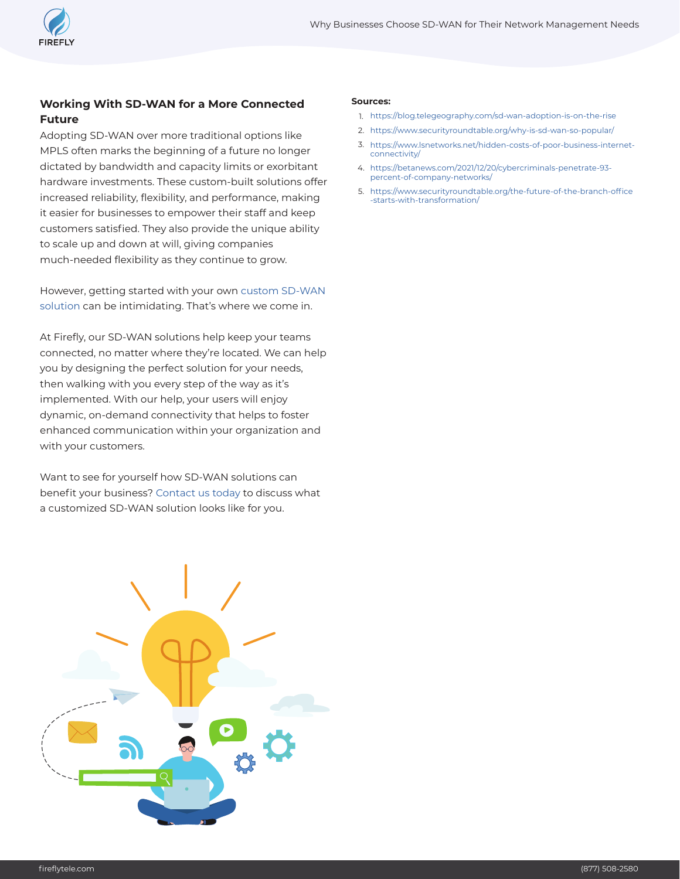## Working With SD-WAN for a More Connected Future

Adopting SD-WAN over more traditional options like MPLS often marks the beginning of a future no longer dictated by bandwidth and capacity limits or exorbitant hardware investments. These custom-built solutions offer increased reliability, flexibility, and performance, making it easier for businesses to empower their staff and keep customers satisfied. They also provide the unique ability to scale up and down at will, giving companies much-needed flexibility as they continue to grow.

However, getting started with your own custom SD-WAN solution can be intimidating. That's where we come in.

At Firefly, our SD-WAN solutions help keep your teams connected, no matter where they're located. We can help you by designing the perfect solution for your needs, then walking with you every step of the way as it's implemented. With our help, your users will enjoy dynamic, on-demand connectivity that helps to foster enhanced communication within your organization and with your customers.

Want to see for yourself how SD-WAN solutions can benefit your business? Contact us today to discuss what a customized SD-WAN solution looks like for you.

**Sources:**

1. https://blog.telegeography.com/sd-wan-adoption-is-on-the-rise
2. https://www.securityroundtable.org/why-is-sd-wan-so-popular/
3. https://www.lsnetworks.net/hidden-costs-of-poor-business-internet-connectivity/
4. https://betanews.com/2021/12/20/cybercriminals-penetrate-93-percent-of-company-networks/
5. https://www.securityroundtable.org/the-future-of-the-branch-office-starts-with-transformation/